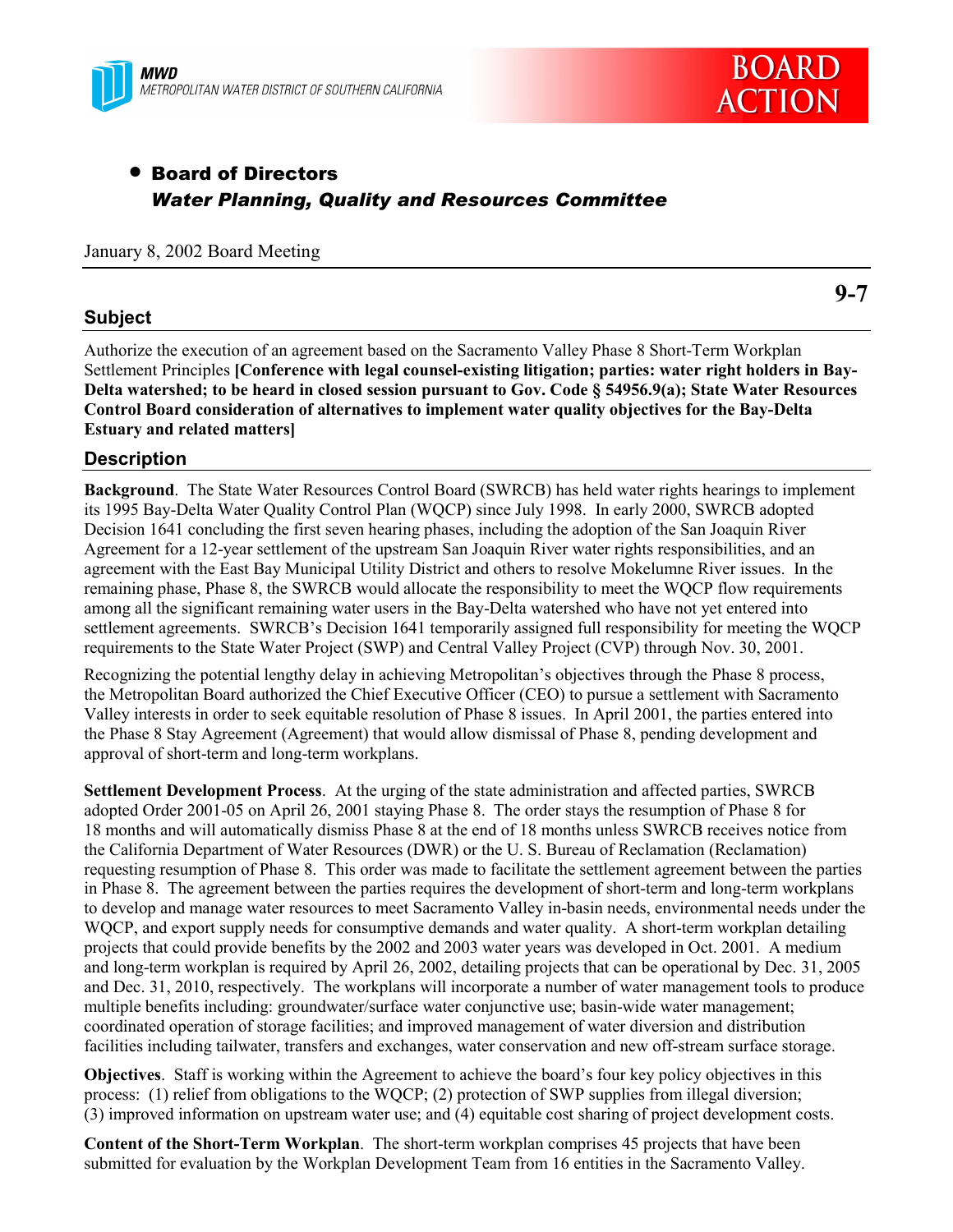MWD
METROPOLITAN WATER DISTRICT OF SOUTHERN CALIFORNIA

BOARD ACTION

- **Board of Directors**
  ***Water Planning, Quality and Resources Committee***

January 8, 2002 Board Meeting

**9-7**

## Subject

Authorize the execution of an agreement based on the Sacramento Valley Phase 8 Short-Term Workplan Settlement Principles **[Conference with legal counsel-existing litigation; parties: water right holders in Bay-Delta watershed; to be heard in closed session pursuant to Gov. Code § 54956.9(a); State Water Resources Control Board consideration of alternatives to implement water quality objectives for the Bay-Delta Estuary and related matters]**

## Description

**Background**. The State Water Resources Control Board (SWRCB) has held water rights hearings to implement its 1995 Bay-Delta Water Quality Control Plan (WQCP) since July 1998. In early 2000, SWRCB adopted Decision 1641 concluding the first seven hearing phases, including the adoption of the San Joaquin River Agreement for a 12-year settlement of the upstream San Joaquin River water rights responsibilities, and an agreement with the East Bay Municipal Utility District and others to resolve Mokelumne River issues. In the remaining phase, Phase 8, the SWRCB would allocate the responsibility to meet the WQCP flow requirements among all the significant remaining water users in the Bay-Delta watershed who have not yet entered into settlement agreements. SWRCB's Decision 1641 temporarily assigned full responsibility for meeting the WQCP requirements to the State Water Project (SWP) and Central Valley Project (CVP) through Nov. 30, 2001.

Recognizing the potential lengthy delay in achieving Metropolitan's objectives through the Phase 8 process, the Metropolitan Board authorized the Chief Executive Officer (CEO) to pursue a settlement with Sacramento Valley interests in order to seek equitable resolution of Phase 8 issues. In April 2001, the parties entered into the Phase 8 Stay Agreement (Agreement) that would allow dismissal of Phase 8, pending development and approval of short-term and long-term workplans.

**Settlement Development Process**. At the urging of the state administration and affected parties, SWRCB adopted Order 2001-05 on April 26, 2001 staying Phase 8. The order stays the resumption of Phase 8 for 18 months and will automatically dismiss Phase 8 at the end of 18 months unless SWRCB receives notice from the California Department of Water Resources (DWR) or the U. S. Bureau of Reclamation (Reclamation) requesting resumption of Phase 8. This order was made to facilitate the settlement agreement between the parties in Phase 8. The agreement between the parties requires the development of short-term and long-term workplans to develop and manage water resources to meet Sacramento Valley in-basin needs, environmental needs under the WQCP, and export supply needs for consumptive demands and water quality. A short-term workplan detailing projects that could provide benefits by the 2002 and 2003 water years was developed in Oct. 2001. A medium and long-term workplan is required by April 26, 2002, detailing projects that can be operational by Dec. 31, 2005 and Dec. 31, 2010, respectively. The workplans will incorporate a number of water management tools to produce multiple benefits including: groundwater/surface water conjunctive use; basin-wide water management; coordinated operation of storage facilities; and improved management of water diversion and distribution facilities including tailwater, transfers and exchanges, water conservation and new off-stream surface storage.

**Objectives**. Staff is working within the Agreement to achieve the board's four key policy objectives in this process: (1) relief from obligations to the WQCP; (2) protection of SWP supplies from illegal diversion; (3) improved information on upstream water use; and (4) equitable cost sharing of project development costs.

**Content of the Short-Term Workplan**. The short-term workplan comprises 45 projects that have been submitted for evaluation by the Workplan Development Team from 16 entities in the Sacramento Valley.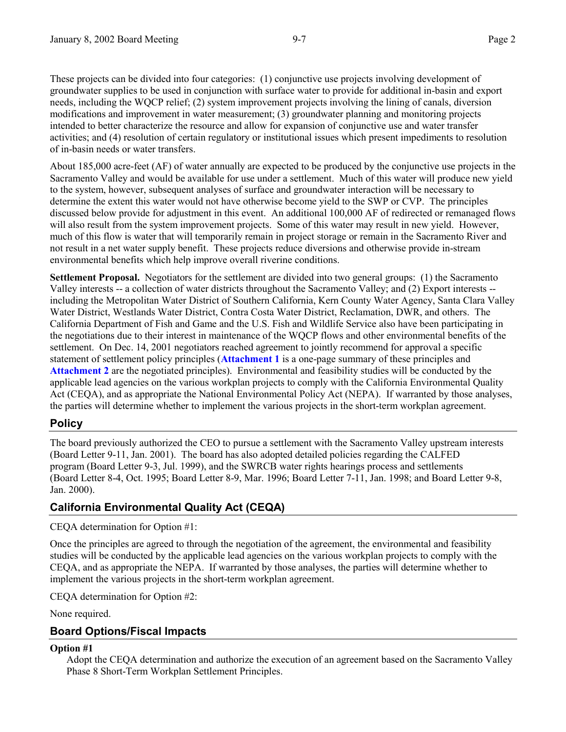These projects can be divided into four categories: (1) conjunctive use projects involving development of groundwater supplies to be used in conjunction with surface water to provide for additional in-basin and export needs, including the WQCP relief; (2) system improvement projects involving the lining of canals, diversion modifications and improvement in water measurement; (3) groundwater planning and monitoring projects intended to better characterize the resource and allow for expansion of conjunctive use and water transfer activities; and (4) resolution of certain regulatory or institutional issues which present impediments to resolution of in-basin needs or water transfers.

About 185,000 acre-feet (AF) of water annually are expected to be produced by the conjunctive use projects in the Sacramento Valley and would be available for use under a settlement. Much of this water will produce new yield to the system, however, subsequent analyses of surface and groundwater interaction will be necessary to determine the extent this water would not have otherwise become yield to the SWP or CVP. The principles discussed below provide for adjustment in this event. An additional 100,000 AF of redirected or remanaged flows will also result from the system improvement projects. Some of this water may result in new yield. However, much of this flow is water that will temporarily remain in project storage or remain in the Sacramento River and not result in a net water supply benefit. These projects reduce diversions and otherwise provide in-stream environmental benefits which help improve overall riverine conditions.

**Settlement Proposal.** Negotiators for the settlement are divided into two general groups: (1) the Sacramento Valley interests -- a collection of water districts throughout the Sacramento Valley; and (2) Export interests -- including the Metropolitan Water District of Southern California, Kern County Water Agency, Santa Clara Valley Water District, Westlands Water District, Contra Costa Water District, Reclamation, DWR, and others. The California Department of Fish and Game and the U.S. Fish and Wildlife Service also have been participating in the negotiations due to their interest in maintenance of the WQCP flows and other environmental benefits of the settlement. On Dec. 14, 2001 negotiators reached agreement to jointly recommend for approval a specific statement of settlement policy principles (**Attachment 1** is a one-page summary of these principles and **Attachment 2** are the negotiated principles). Environmental and feasibility studies will be conducted by the applicable lead agencies on the various workplan projects to comply with the California Environmental Quality Act (CEQA), and as appropriate the National Environmental Policy Act (NEPA). If warranted by those analyses, the parties will determine whether to implement the various projects in the short-term workplan agreement.

## Policy

The board previously authorized the CEO to pursue a settlement with the Sacramento Valley upstream interests (Board Letter 9-11, Jan. 2001). The board has also adopted detailed policies regarding the CALFED program (Board Letter 9-3, Jul. 1999), and the SWRCB water rights hearings process and settlements (Board Letter 8-4, Oct. 1995; Board Letter 8-9, Mar. 1996; Board Letter 7-11, Jan. 1998; and Board Letter 9-8, Jan. 2000).

## California Environmental Quality Act (CEQA)

CEQA determination for Option #1:

Once the principles are agreed to through the negotiation of the agreement, the environmental and feasibility studies will be conducted by the applicable lead agencies on the various workplan projects to comply with the CEQA, and as appropriate the NEPA. If warranted by those analyses, the parties will determine whether to implement the various projects in the short-term workplan agreement.

CEQA determination for Option #2:

None required.

## Board Options/Fiscal Impacts

**Option #1**

Adopt the CEQA determination and authorize the execution of an agreement based on the Sacramento Valley Phase 8 Short-Term Workplan Settlement Principles.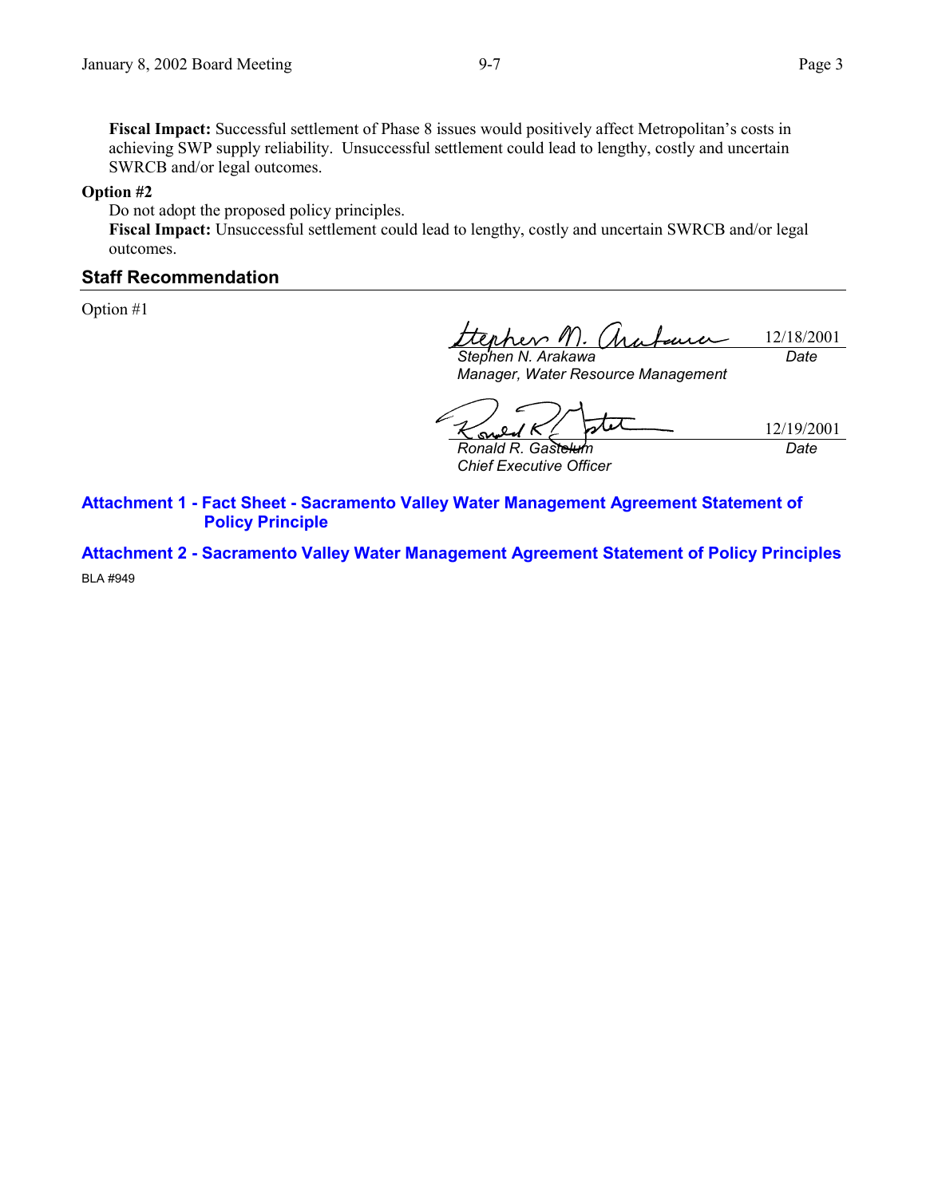**Fiscal Impact:** Successful settlement of Phase 8 issues would positively affect Metropolitan's costs in achieving SWP supply reliability. Unsuccessful settlement could lead to lengthy, costly and uncertain SWRCB and/or legal outcomes.

**Option #2**

Do not adopt the proposed policy principles.

**Fiscal Impact:** Unsuccessful settlement could lead to lengthy, costly and uncertain SWRCB and/or legal outcomes.

## Staff Recommendation

Option #1

| | |
|---|---|
| *Stephen N. Arakawa* | 12/18/2001 |
| *Manager, Water Resource Management* | *Date* |

| | |
|---|---|
| *Ronald R. Gastelum* | 12/19/2001 |
| *Chief Executive Officer* | *Date* |

**Attachment 1 - Fact Sheet - Sacramento Valley Water Management Agreement Statement of Policy Principle**

**Attachment 2 - Sacramento Valley Water Management Agreement Statement of Policy Principles**

BLA #949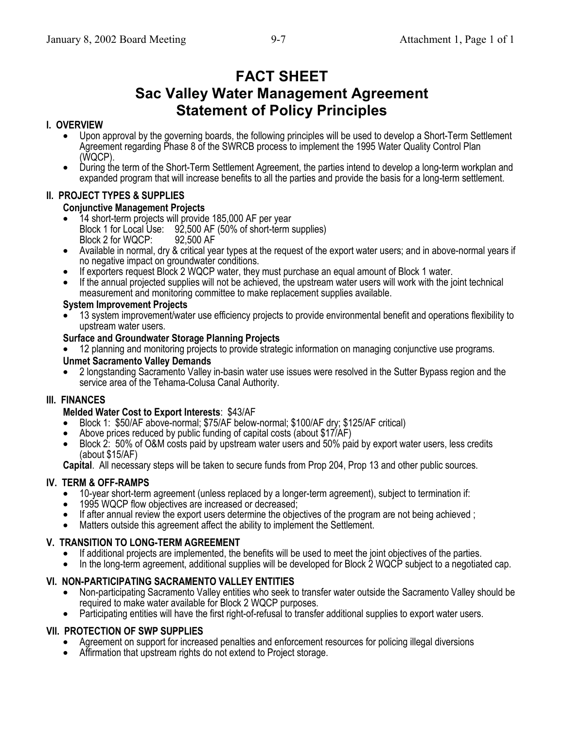# FACT SHEET
# Sac Valley Water Management Agreement
# Statement of Policy Principles

## I. OVERVIEW

- Upon approval by the governing boards, the following principles will be used to develop a Short-Term Settlement Agreement regarding Phase 8 of the SWRCB process to implement the 1995 Water Quality Control Plan (WQCP).
- During the term of the Short-Term Settlement Agreement, the parties intend to develop a long-term workplan and expanded program that will increase benefits to all the parties and provide the basis for a long-term settlement.

## II. PROJECT TYPES & SUPPLIES

### Conjunctive Management Projects

- 14 short-term projects will provide 185,000 AF per year
  Block 1 for Local Use: 92,500 AF (50% of short-term supplies)
  Block 2 for WQCP: 92,500 AF
- Available in normal, dry & critical year types at the request of the export water users; and in above-normal years if no negative impact on groundwater conditions.
- If exporters request Block 2 WQCP water, they must purchase an equal amount of Block 1 water.
- If the annual projected supplies will not be achieved, the upstream water users will work with the joint technical measurement and monitoring committee to make replacement supplies available.

### System Improvement Projects

- 13 system improvement/water use efficiency projects to provide environmental benefit and operations flexibility to upstream water users.

### Surface and Groundwater Storage Planning Projects

- 12 planning and monitoring projects to provide strategic information on managing conjunctive use programs.

### Unmet Sacramento Valley Demands

- 2 longstanding Sacramento Valley in-basin water use issues were resolved in the Sutter Bypass region and the service area of the Tehama-Colusa Canal Authority.

## III. FINANCES

**Melded Water Cost to Export Interests**: $43/AF

- Block 1: $50/AF above-normal; $75/AF below-normal; $100/AF dry; $125/AF critical)
- Above prices reduced by public funding of capital costs (about $17/AF)
- Block 2: 50% of O&M costs paid by upstream water users and 50% paid by export water users, less credits (about $15/AF)

**Capital**. All necessary steps will be taken to secure funds from Prop 204, Prop 13 and other public sources.

## IV. TERM & OFF-RAMPS

- 10-year short-term agreement (unless replaced by a longer-term agreement), subject to termination if:
- 1995 WQCP flow objectives are increased or decreased;
- If after annual review the export users determine the objectives of the program are not being achieved ;
- Matters outside this agreement affect the ability to implement the Settlement.

## V. TRANSITION TO LONG-TERM AGREEMENT

- If additional projects are implemented, the benefits will be used to meet the joint objectives of the parties.
- In the long-term agreement, additional supplies will be developed for Block 2 WQCP subject to a negotiated cap.

## VI. NON-PARTICIPATING SACRAMENTO VALLEY ENTITIES

- Non-participating Sacramento Valley entities who seek to transfer water outside the Sacramento Valley should be required to make water available for Block 2 WQCP purposes.
- Participating entities will have the first right-of-refusal to transfer additional supplies to export water users.

## VII. PROTECTION OF SWP SUPPLIES

- Agreement on support for increased penalties and enforcement resources for policing illegal diversions
- Affirmation that upstream rights do not extend to Project storage.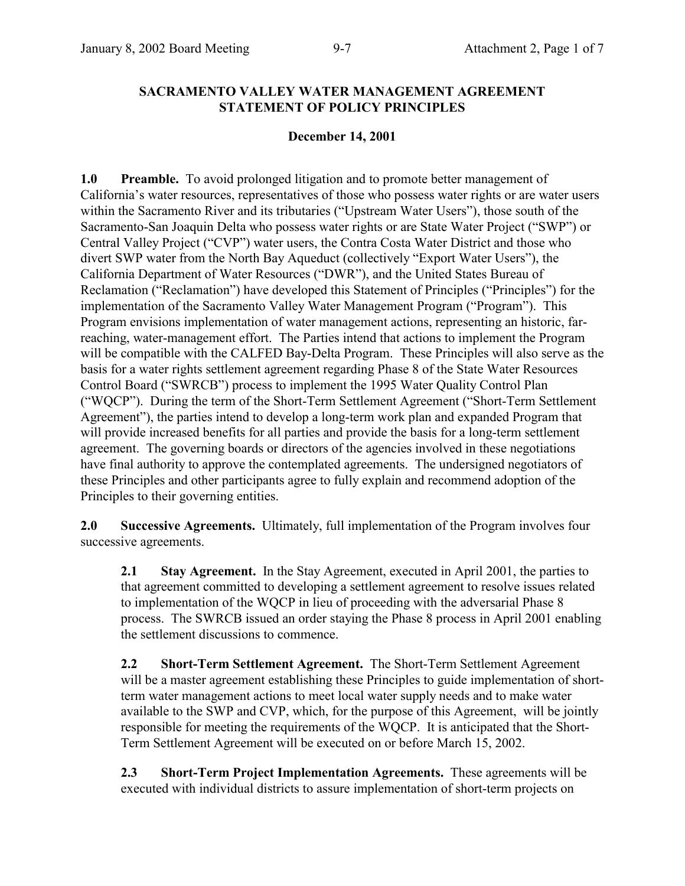**SACRAMENTO VALLEY WATER MANAGEMENT AGREEMENT**
**STATEMENT OF POLICY PRINCIPLES**

**December 14, 2001**

**1.0 Preamble.** To avoid prolonged litigation and to promote better management of California's water resources, representatives of those who possess water rights or are water users within the Sacramento River and its tributaries ("Upstream Water Users"), those south of the Sacramento-San Joaquin Delta who possess water rights or are State Water Project ("SWP") or Central Valley Project ("CVP") water users, the Contra Costa Water District and those who divert SWP water from the North Bay Aqueduct (collectively "Export Water Users"), the California Department of Water Resources ("DWR"), and the United States Bureau of Reclamation ("Reclamation") have developed this Statement of Principles ("Principles") for the implementation of the Sacramento Valley Water Management Program ("Program"). This Program envisions implementation of water management actions, representing an historic, far-reaching, water-management effort. The Parties intend that actions to implement the Program will be compatible with the CALFED Bay-Delta Program. These Principles will also serve as the basis for a water rights settlement agreement regarding Phase 8 of the State Water Resources Control Board ("SWRCB") process to implement the 1995 Water Quality Control Plan ("WQCP"). During the term of the Short-Term Settlement Agreement ("Short-Term Settlement Agreement"), the parties intend to develop a long-term work plan and expanded Program that will provide increased benefits for all parties and provide the basis for a long-term settlement agreement. The governing boards or directors of the agencies involved in these negotiations have final authority to approve the contemplated agreements. The undersigned negotiators of these Principles and other participants agree to fully explain and recommend adoption of the Principles to their governing entities.

**2.0 Successive Agreements.** Ultimately, full implementation of the Program involves four successive agreements.

**2.1 Stay Agreement.** In the Stay Agreement, executed in April 2001, the parties to that agreement committed to developing a settlement agreement to resolve issues related to implementation of the WQCP in lieu of proceeding with the adversarial Phase 8 process. The SWRCB issued an order staying the Phase 8 process in April 2001 enabling the settlement discussions to commence.

**2.2 Short-Term Settlement Agreement.** The Short-Term Settlement Agreement will be a master agreement establishing these Principles to guide implementation of short-term water management actions to meet local water supply needs and to make water available to the SWP and CVP, which, for the purpose of this Agreement, will be jointly responsible for meeting the requirements of the WQCP. It is anticipated that the Short-Term Settlement Agreement will be executed on or before March 15, 2002.

**2.3 Short-Term Project Implementation Agreements.** These agreements will be executed with individual districts to assure implementation of short-term projects on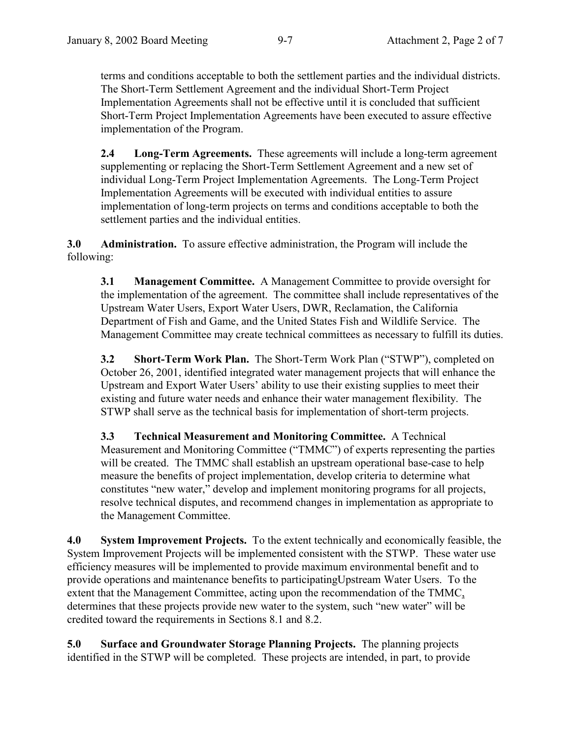terms and conditions acceptable to both the settlement parties and the individual districts. The Short-Term Settlement Agreement and the individual Short-Term Project Implementation Agreements shall not be effective until it is concluded that sufficient Short-Term Project Implementation Agreements have been executed to assure effective implementation of the Program.

**2.4 Long-Term Agreements.** These agreements will include a long-term agreement supplementing or replacing the Short-Term Settlement Agreement and a new set of individual Long-Term Project Implementation Agreements. The Long-Term Project Implementation Agreements will be executed with individual entities to assure implementation of long-term projects on terms and conditions acceptable to both the settlement parties and the individual entities.

**3.0 Administration.** To assure effective administration, the Program will include the following:

**3.1 Management Committee.** A Management Committee to provide oversight for the implementation of the agreement. The committee shall include representatives of the Upstream Water Users, Export Water Users, DWR, Reclamation, the California Department of Fish and Game, and the United States Fish and Wildlife Service. The Management Committee may create technical committees as necessary to fulfill its duties.

**3.2 Short-Term Work Plan.** The Short-Term Work Plan ("STWP"), completed on October 26, 2001, identified integrated water management projects that will enhance the Upstream and Export Water Users' ability to use their existing supplies to meet their existing and future water needs and enhance their water management flexibility. The STWP shall serve as the technical basis for implementation of short-term projects.

**3.3 Technical Measurement and Monitoring Committee.** A Technical Measurement and Monitoring Committee ("TMMC") of experts representing the parties will be created. The TMMC shall establish an upstream operational base-case to help measure the benefits of project implementation, develop criteria to determine what constitutes "new water," develop and implement monitoring programs for all projects, resolve technical disputes, and recommend changes in implementation as appropriate to the Management Committee.

**4.0 System Improvement Projects.** To the extent technically and economically feasible, the System Improvement Projects will be implemented consistent with the STWP. These water use efficiency measures will be implemented to provide maximum environmental benefit and to provide operations and maintenance benefits to participatingUpstream Water Users. To the extent that the Management Committee, acting upon the recommendation of the TMMC, determines that these projects provide new water to the system, such "new water" will be credited toward the requirements in Sections 8.1 and 8.2.

**5.0 Surface and Groundwater Storage Planning Projects.** The planning projects identified in the STWP will be completed. These projects are intended, in part, to provide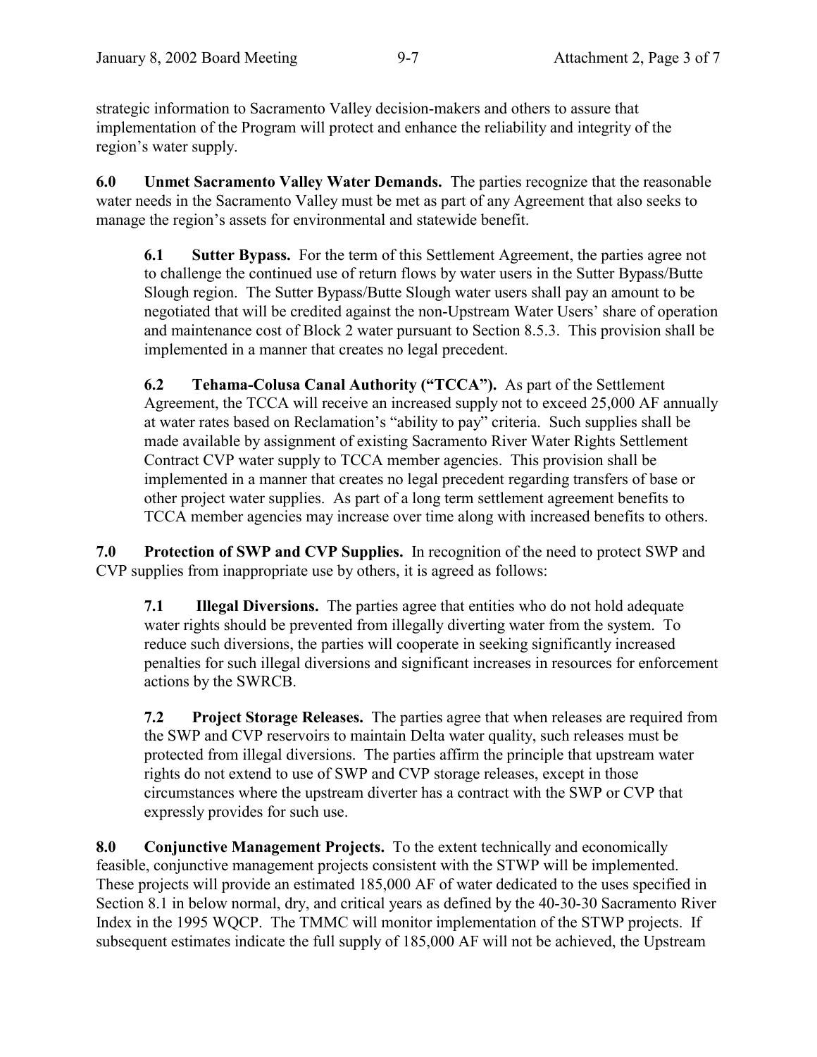strategic information to Sacramento Valley decision-makers and others to assure that implementation of the Program will protect and enhance the reliability and integrity of the region's water supply.

**6.0 Unmet Sacramento Valley Water Demands.** The parties recognize that the reasonable water needs in the Sacramento Valley must be met as part of any Agreement that also seeks to manage the region's assets for environmental and statewide benefit.

> **6.1 Sutter Bypass.** For the term of this Settlement Agreement, the parties agree not to challenge the continued use of return flows by water users in the Sutter Bypass/Butte Slough region. The Sutter Bypass/Butte Slough water users shall pay an amount to be negotiated that will be credited against the non-Upstream Water Users' share of operation and maintenance cost of Block 2 water pursuant to Section 8.5.3. This provision shall be implemented in a manner that creates no legal precedent.

> **6.2 Tehama-Colusa Canal Authority ("TCCA").** As part of the Settlement Agreement, the TCCA will receive an increased supply not to exceed 25,000 AF annually at water rates based on Reclamation's "ability to pay" criteria. Such supplies shall be made available by assignment of existing Sacramento River Water Rights Settlement Contract CVP water supply to TCCA member agencies. This provision shall be implemented in a manner that creates no legal precedent regarding transfers of base or other project water supplies. As part of a long term settlement agreement benefits to TCCA member agencies may increase over time along with increased benefits to others.

**7.0 Protection of SWP and CVP Supplies.** In recognition of the need to protect SWP and CVP supplies from inappropriate use by others, it is agreed as follows:

> **7.1 Illegal Diversions.** The parties agree that entities who do not hold adequate water rights should be prevented from illegally diverting water from the system. To reduce such diversions, the parties will cooperate in seeking significantly increased penalties for such illegal diversions and significant increases in resources for enforcement actions by the SWRCB.

> **7.2 Project Storage Releases.** The parties agree that when releases are required from the SWP and CVP reservoirs to maintain Delta water quality, such releases must be protected from illegal diversions. The parties affirm the principle that upstream water rights do not extend to use of SWP and CVP storage releases, except in those circumstances where the upstream diverter has a contract with the SWP or CVP that expressly provides for such use.

**8.0 Conjunctive Management Projects.** To the extent technically and economically feasible, conjunctive management projects consistent with the STWP will be implemented. These projects will provide an estimated 185,000 AF of water dedicated to the uses specified in Section 8.1 in below normal, dry, and critical years as defined by the 40-30-30 Sacramento River Index in the 1995 WQCP. The TMMC will monitor implementation of the STWP projects. If subsequent estimates indicate the full supply of 185,000 AF will not be achieved, the Upstream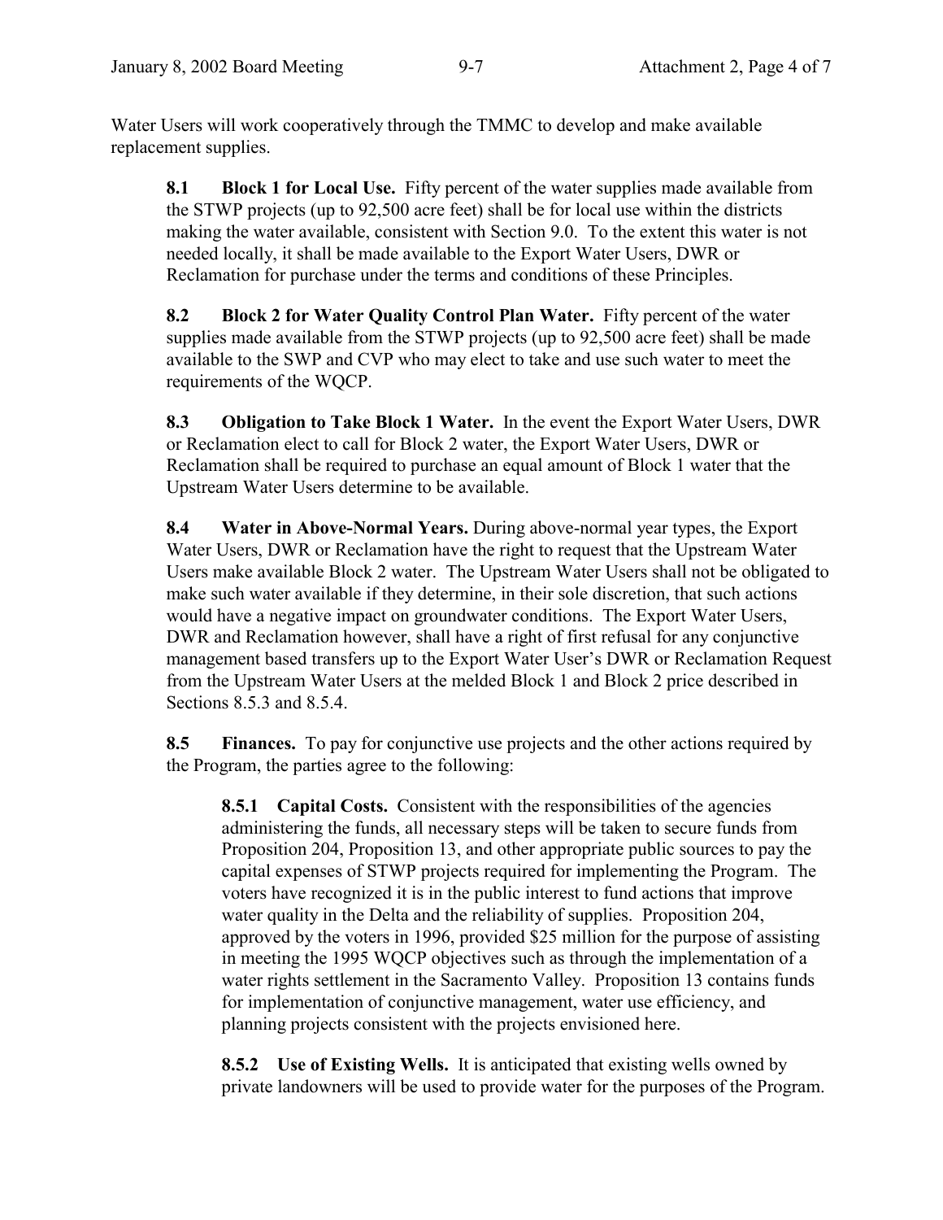Water Users will work cooperatively through the TMMC to develop and make available replacement supplies.

**8.1 Block 1 for Local Use.** Fifty percent of the water supplies made available from the STWP projects (up to 92,500 acre feet) shall be for local use within the districts making the water available, consistent with Section 9.0. To the extent this water is not needed locally, it shall be made available to the Export Water Users, DWR or Reclamation for purchase under the terms and conditions of these Principles.

**8.2 Block 2 for Water Quality Control Plan Water.** Fifty percent of the water supplies made available from the STWP projects (up to 92,500 acre feet) shall be made available to the SWP and CVP who may elect to take and use such water to meet the requirements of the WQCP.

**8.3 Obligation to Take Block 1 Water.** In the event the Export Water Users, DWR or Reclamation elect to call for Block 2 water, the Export Water Users, DWR or Reclamation shall be required to purchase an equal amount of Block 1 water that the Upstream Water Users determine to be available.

**8.4 Water in Above-Normal Years.** During above-normal year types, the Export Water Users, DWR or Reclamation have the right to request that the Upstream Water Users make available Block 2 water. The Upstream Water Users shall not be obligated to make such water available if they determine, in their sole discretion, that such actions would have a negative impact on groundwater conditions. The Export Water Users, DWR and Reclamation however, shall have a right of first refusal for any conjunctive management based transfers up to the Export Water User's DWR or Reclamation Request from the Upstream Water Users at the melded Block 1 and Block 2 price described in Sections 8.5.3 and 8.5.4.

**8.5 Finances.** To pay for conjunctive use projects and the other actions required by the Program, the parties agree to the following:

**8.5.1 Capital Costs.** Consistent with the responsibilities of the agencies administering the funds, all necessary steps will be taken to secure funds from Proposition 204, Proposition 13, and other appropriate public sources to pay the capital expenses of STWP projects required for implementing the Program. The voters have recognized it is in the public interest to fund actions that improve water quality in the Delta and the reliability of supplies. Proposition 204, approved by the voters in 1996, provided $25 million for the purpose of assisting in meeting the 1995 WQCP objectives such as through the implementation of a water rights settlement in the Sacramento Valley. Proposition 13 contains funds for implementation of conjunctive management, water use efficiency, and planning projects consistent with the projects envisioned here.

**8.5.2 Use of Existing Wells.** It is anticipated that existing wells owned by private landowners will be used to provide water for the purposes of the Program.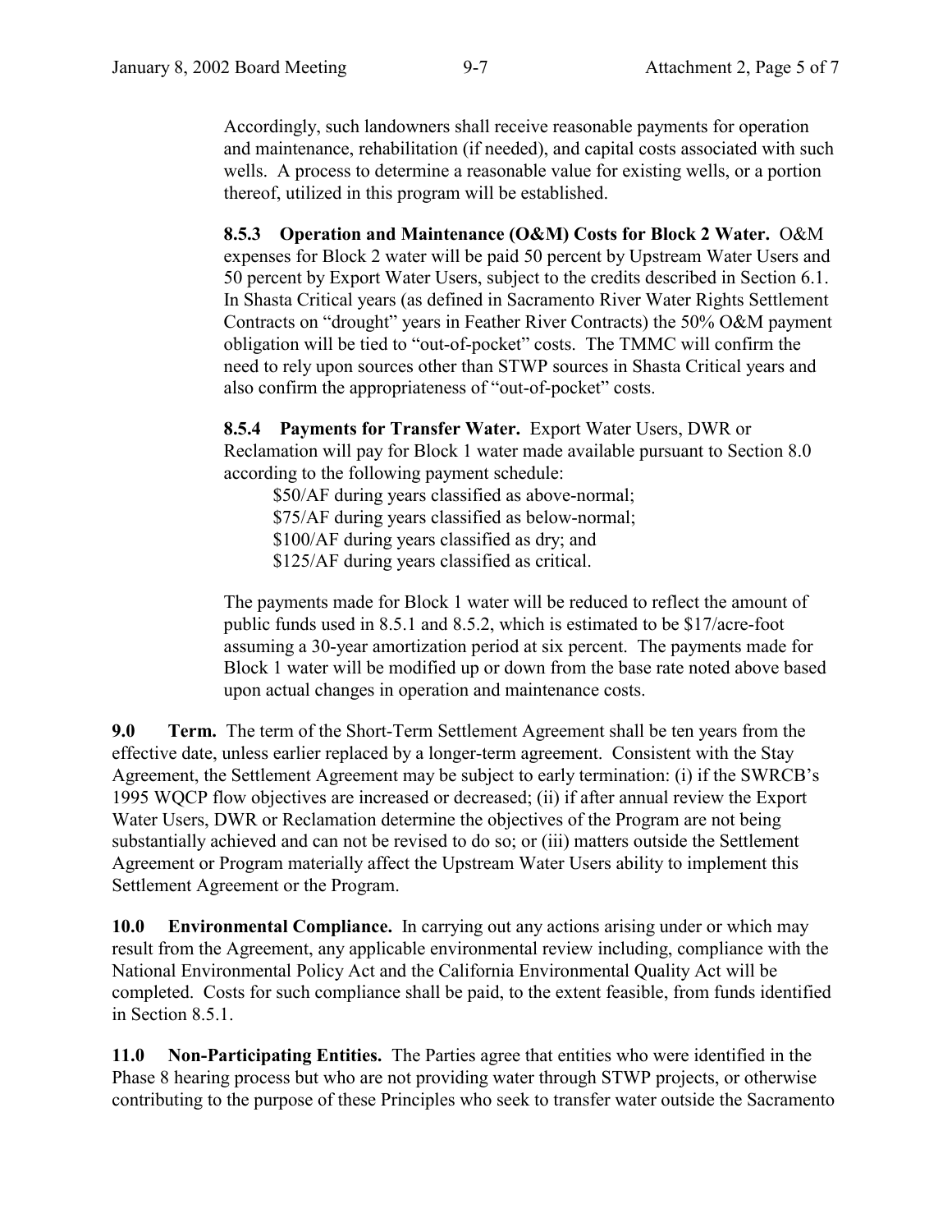Accordingly, such landowners shall receive reasonable payments for operation and maintenance, rehabilitation (if needed), and capital costs associated with such wells. A process to determine a reasonable value for existing wells, or a portion thereof, utilized in this program will be established.

**8.5.3 Operation and Maintenance (O&M) Costs for Block 2 Water.** O&M expenses for Block 2 water will be paid 50 percent by Upstream Water Users and 50 percent by Export Water Users, subject to the credits described in Section 6.1. In Shasta Critical years (as defined in Sacramento River Water Rights Settlement Contracts on "drought" years in Feather River Contracts) the 50% O&M payment obligation will be tied to "out-of-pocket" costs. The TMMC will confirm the need to rely upon sources other than STWP sources in Shasta Critical years and also confirm the appropriateness of "out-of-pocket" costs.

**8.5.4 Payments for Transfer Water.** Export Water Users, DWR or Reclamation will pay for Block 1 water made available pursuant to Section 8.0 according to the following payment schedule:

- $50/AF during years classified as above-normal;
- $75/AF during years classified as below-normal;
- $100/AF during years classified as dry; and
- $125/AF during years classified as critical.

The payments made for Block 1 water will be reduced to reflect the amount of public funds used in 8.5.1 and 8.5.2, which is estimated to be $17/acre-foot assuming a 30-year amortization period at six percent. The payments made for Block 1 water will be modified up or down from the base rate noted above based upon actual changes in operation and maintenance costs.

**9.0 Term.** The term of the Short-Term Settlement Agreement shall be ten years from the effective date, unless earlier replaced by a longer-term agreement. Consistent with the Stay Agreement, the Settlement Agreement may be subject to early termination: (i) if the SWRCB's 1995 WQCP flow objectives are increased or decreased; (ii) if after annual review the Export Water Users, DWR or Reclamation determine the objectives of the Program are not being substantially achieved and can not be revised to do so; or (iii) matters outside the Settlement Agreement or Program materially affect the Upstream Water Users ability to implement this Settlement Agreement or the Program.

**10.0 Environmental Compliance.** In carrying out any actions arising under or which may result from the Agreement, any applicable environmental review including, compliance with the National Environmental Policy Act and the California Environmental Quality Act will be completed. Costs for such compliance shall be paid, to the extent feasible, from funds identified in Section 8.5.1.

**11.0 Non-Participating Entities.** The Parties agree that entities who were identified in the Phase 8 hearing process but who are not providing water through STWP projects, or otherwise contributing to the purpose of these Principles who seek to transfer water outside the Sacramento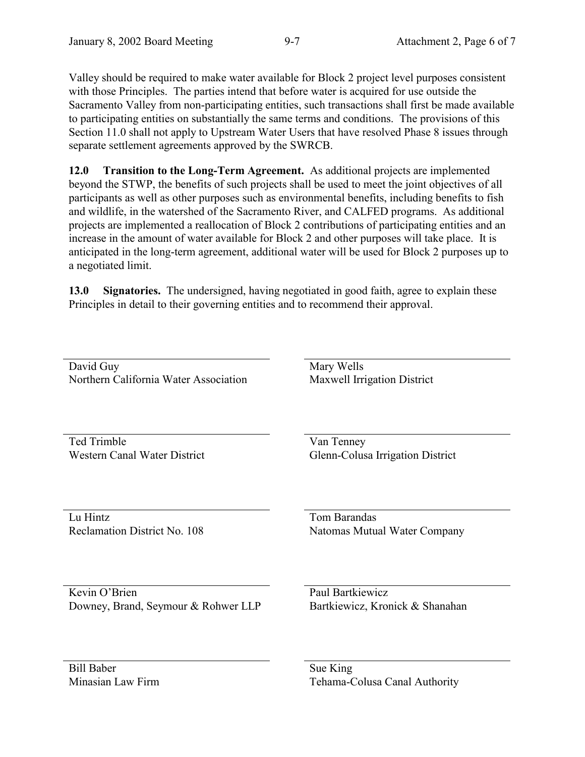Valley should be required to make water available for Block 2 project level purposes consistent with those Principles. The parties intend that before water is acquired for use outside the Sacramento Valley from non-participating entities, such transactions shall first be made available to participating entities on substantially the same terms and conditions. The provisions of this Section 11.0 shall not apply to Upstream Water Users that have resolved Phase 8 issues through separate settlement agreements approved by the SWRCB.

**12.0 Transition to the Long-Term Agreement.** As additional projects are implemented beyond the STWP, the benefits of such projects shall be used to meet the joint objectives of all participants as well as other purposes such as environmental benefits, including benefits to fish and wildlife, in the watershed of the Sacramento River, and CALFED programs. As additional projects are implemented a reallocation of Block 2 contributions of participating entities and an increase in the amount of water available for Block 2 and other purposes will take place. It is anticipated in the long-term agreement, additional water will be used for Block 2 purposes up to a negotiated limit.

**13.0 Signatories.** The undersigned, having negotiated in good faith, agree to explain these Principles in detail to their governing entities and to recommend their approval.

| | |
|---|---|
| David Guy<br>Northern California Water Association | Mary Wells<br>Maxwell Irrigation District |
| Ted Trimble<br>Western Canal Water District | Van Tenney<br>Glenn-Colusa Irrigation District |
| Lu Hintz<br>Reclamation District No. 108 | Tom Barandas<br>Natomas Mutual Water Company |
| Kevin O'Brien<br>Downey, Brand, Seymour & Rohwer LLP | Paul Bartkiewicz<br>Bartkiewicz, Kronick & Shanahan |
| Bill Baber<br>Minasian Law Firm | Sue King<br>Tehama-Colusa Canal Authority |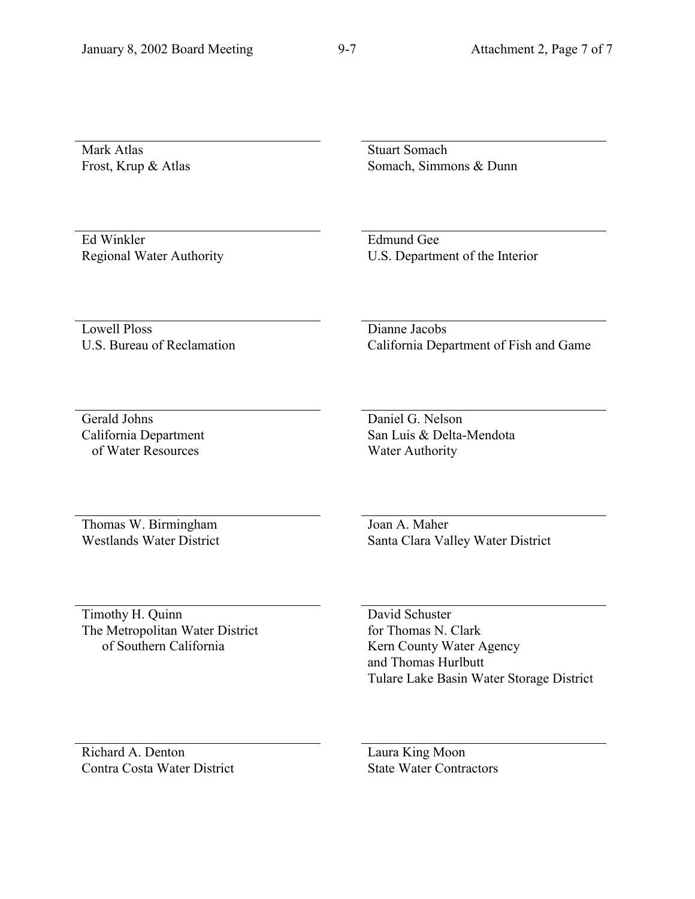Mark Atlas
Frost, Krup & Atlas

Stuart Somach
Somach, Simmons & Dunn

Ed Winkler
Regional Water Authority

Edmund Gee
U.S. Department of the Interior

Lowell Ploss
U.S. Bureau of Reclamation

Dianne Jacobs
California Department of Fish and Game

Gerald Johns
California Department
of Water Resources

Daniel G. Nelson
San Luis & Delta-Mendota
Water Authority

Thomas W. Birmingham
Westlands Water District

Joan A. Maher
Santa Clara Valley Water District

Timothy H. Quinn
The Metropolitan Water District
of Southern California

David Schuster
for Thomas N. Clark
Kern County Water Agency
and Thomas Hurlbutt
Tulare Lake Basin Water Storage District

Richard A. Denton
Contra Costa Water District

Laura King Moon
State Water Contractors